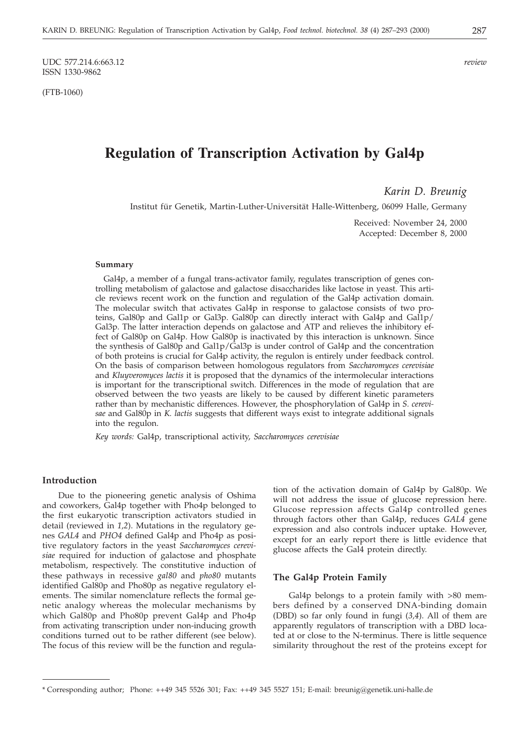UDC 577.214.6:663.12
ISSN 1330-9862

*review*

(FTB-1060)

# Regulation of Transcription Activation by Gal4p

*Karin D. Breunig*

Institut für Genetik, Martin-Luther-Universität Halle-Wittenberg, 06099 Halle, Germany

Received: November 24, 2000
Accepted: December 8, 2000

### Summary

Gal4p, a member of a fungal trans-activator family, regulates transcription of genes controlling metabolism of galactose and galactose disaccharides like lactose in yeast. This article reviews recent work on the function and regulation of the Gal4p activation domain. The molecular switch that activates Gal4p in response to galactose consists of two proteins, Gal80p and Gal1p or Gal3p. Gal80p can directly interact with Gal4p and Gal1p/Gal3p. The latter interaction depends on galactose and ATP and relieves the inhibitory effect of Gal80p on Gal4p. How Gal80p is inactivated by this interaction is unknown. Since the synthesis of Gal80p and Gal1p/Gal3p is under control of Gal4p and the concentration of both proteins is crucial for Gal4p activity, the regulon is entirely under feedback control. On the basis of comparison between homologous regulators from *Saccharomyces cerevisiae* and *Kluyveromyces lactis* it is proposed that the dynamics of the intermolecular interactions is important for the transcriptional switch. Differences in the mode of regulation that are observed between the two yeasts are likely to be caused by different kinetic parameters rather than by mechanistic differences. However, the phosphorylation of Gal4p in *S. cerevisiae* and Gal80p in *K. lactis* suggests that different ways exist to integrate additional signals into the regulon.

*Key words:* Gal4p, transcriptional activity, *Saccharomyces cerevisiae*

### Introduction

Due to the pioneering genetic analysis of Oshima and coworkers, Gal4p together with Pho4p belonged to the first eukaryotic transcription activators studied in detail (reviewed in *1,2*). Mutations in the regulatory genes *GAL4* and *PHO4* defined Gal4p and Pho4p as positive regulatory factors in the yeast *Saccharomyces cerevisiae* required for induction of galactose and phosphate metabolism, respectively. The constitutive induction of these pathways in recessive *gal80* and *pho80* mutants identified Gal80p and Pho80p as negative regulatory elements. The similar nomenclature reflects the formal genetic analogy whereas the molecular mechanisms by which Gal80p and Pho80p prevent Gal4p and Pho4p from activating transcription under non-inducing growth conditions turned out to be rather different (see below). The focus of this review will be the function and regulation of the activation domain of Gal4p by Gal80p. We will not address the issue of glucose repression here. Glucose repression affects Gal4p controlled genes through factors other than Gal4p, reduces *GAL4* gene expression and also controls inducer uptake. However, except for an early report there is little evidence that glucose affects the Gal4 protein directly.

### The Gal4p Protein Family

Gal4p belongs to a protein family with >80 members defined by a conserved DNA-binding domain (DBD) so far only found in fungi (*3,4*). All of them are apparently regulators of transcription with a DBD located at or close to the N-terminus. There is little sequence similarity throughout the rest of the proteins except for

---

\* Corresponding author; Phone: ++49 345 5526 301; Fax: ++49 345 5527 151; E-mail: breunig@genetik.uni-halle.de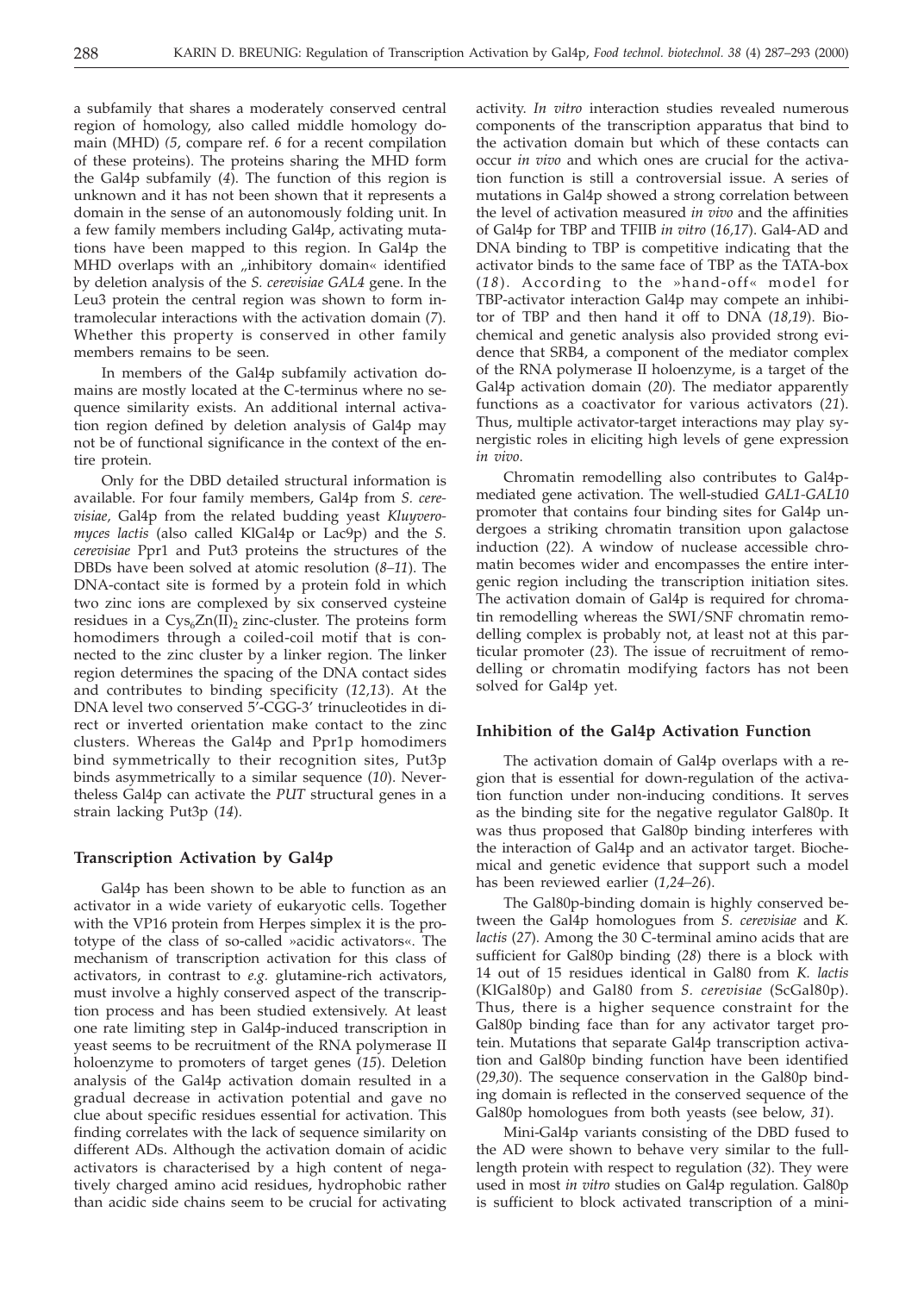a subfamily that shares a moderately conserved central region of homology, also called middle homology domain (MHD) (*5*, compare ref. *6* for a recent compilation of these proteins). The proteins sharing the MHD form the Gal4p subfamily (*4*). The function of this region is unknown and it has not been shown that it represents a domain in the sense of an autonomously folding unit. In a few family members including Gal4p, activating mutations have been mapped to this region. In Gal4p the MHD overlaps with an „inhibitory domain« identified by deletion analysis of the *S. cerevisiae GAL4* gene. In the Leu3 protein the central region was shown to form intramolecular interactions with the activation domain (*7*). Whether this property is conserved in other family members remains to be seen.

In members of the Gal4p subfamily activation domains are mostly located at the C-terminus where no sequence similarity exists. An additional internal activation region defined by deletion analysis of Gal4p may not be of functional significance in the context of the entire protein.

Only for the DBD detailed structural information is available. For four family members, Gal4p from *S. cerevisiae*, Gal4p from the related budding yeast *Kluyveromyces lactis* (also called KlGal4p or Lac9p) and the *S. cerevisiae* Ppr1 and Put3 proteins the structures of the DBDs have been solved at atomic resolution (*8–11*). The DNA-contact site is formed by a protein fold in which two zinc ions are complexed by six conserved cysteine residues in a $Cys_6Zn(II)_2$ zinc-cluster. The proteins form homodimers through a coiled-coil motif that is connected to the zinc cluster by a linker region. The linker region determines the spacing of the DNA contact sides and contributes to binding specificity (*12,13*). At the DNA level two conserved 5'-CGG-3' trinucleotides in direct or inverted orientation make contact to the zinc clusters. Whereas the Gal4p and Ppr1p homodimers bind symmetrically to their recognition sites, Put3p binds asymmetrically to a similar sequence (*10*). Nevertheless Gal4p can activate the *PUT* structural genes in a strain lacking Put3p (*14*).

## Transcription Activation by Gal4p

Gal4p has been shown to be able to function as an activator in a wide variety of eukaryotic cells. Together with the VP16 protein from Herpes simplex it is the prototype of the class of so-called »acidic activators«. The mechanism of transcription activation for this class of activators, in contrast to *e.g.* glutamine-rich activators, must involve a highly conserved aspect of the transcription process and has been studied extensively. At least one rate limiting step in Gal4p-induced transcription in yeast seems to be recruitment of the RNA polymerase II holoenzyme to promoters of target genes (*15*). Deletion analysis of the Gal4p activation domain resulted in a gradual decrease in activation potential and gave no clue about specific residues essential for activation. This finding correlates with the lack of sequence similarity on different ADs. Although the activation domain of acidic activators is characterised by a high content of negatively charged amino acid residues, hydrophobic rather than acidic side chains seem to be crucial for activating activity. *In vitro* interaction studies revealed numerous components of the transcription apparatus that bind to the activation domain but which of these contacts can occur *in vivo* and which ones are crucial for the activation function is still a controversial issue. A series of mutations in Gal4p showed a strong correlation between the level of activation measured *in vivo* and the affinities of Gal4p for TBP and TFIIB *in vitro* (*16,17*). Gal4-AD and DNA binding to TBP is competitive indicating that the activator binds to the same face of TBP as the TATA-box (*18*). According to the »hand-off« model for TBP-activator interaction Gal4p may compete an inhibitor of TBP and then hand it off to DNA (*18,19*). Biochemical and genetic analysis also provided strong evidence that SRB4, a component of the mediator complex of the RNA polymerase II holoenzyme, is a target of the Gal4p activation domain (*20*). The mediator apparently functions as a coactivator for various activators (*21*). Thus, multiple activator-target interactions may play synergistic roles in eliciting high levels of gene expression *in vivo*.

Chromatin remodelling also contributes to Gal4p-mediated gene activation. The well-studied *GAL1-GAL10* promoter that contains four binding sites for Gal4p undergoes a striking chromatin transition upon galactose induction (*22*). A window of nuclease accessible chromatin becomes wider and encompasses the entire intergenic region including the transcription initiation sites. The activation domain of Gal4p is required for chromatin remodelling whereas the SWI/SNF chromatin remodelling complex is probably not, at least not at this particular promoter (*23*). The issue of recruitment of remodelling or chromatin modifying factors has not been solved for Gal4p yet.

## Inhibition of the Gal4p Activation Function

The activation domain of Gal4p overlaps with a region that is essential for down-regulation of the activation function under non-inducing conditions. It serves as the binding site for the negative regulator Gal80p. It was thus proposed that Gal80p binding interferes with the interaction of Gal4p and an activator target. Biochemical and genetic evidence that support such a model has been reviewed earlier (*1,24–26*).

The Gal80p-binding domain is highly conserved between the Gal4p homologues from *S. cerevisiae* and *K. lactis* (*27*). Among the 30 C-terminal amino acids that are sufficient for Gal80p binding (*28*) there is a block with 14 out of 15 residues identical in Gal80 from *K. lactis* (KlGal80p) and Gal80 from *S. cerevisiae* (ScGal80p). Thus, there is a higher sequence constraint for the Gal80p binding face than for any activator target protein. Mutations that separate Gal4p transcription activation and Gal80p binding function have been identified (*29,30*). The sequence conservation in the Gal80p binding domain is reflected in the conserved sequence of the Gal80p homologues from both yeasts (see below, *31*).

Mini-Gal4p variants consisting of the DBD fused to the AD were shown to behave very similar to the full-length protein with respect to regulation (*32*). They were used in most *in vitro* studies on Gal4p regulation. Gal80p is sufficient to block activated transcription of a mini-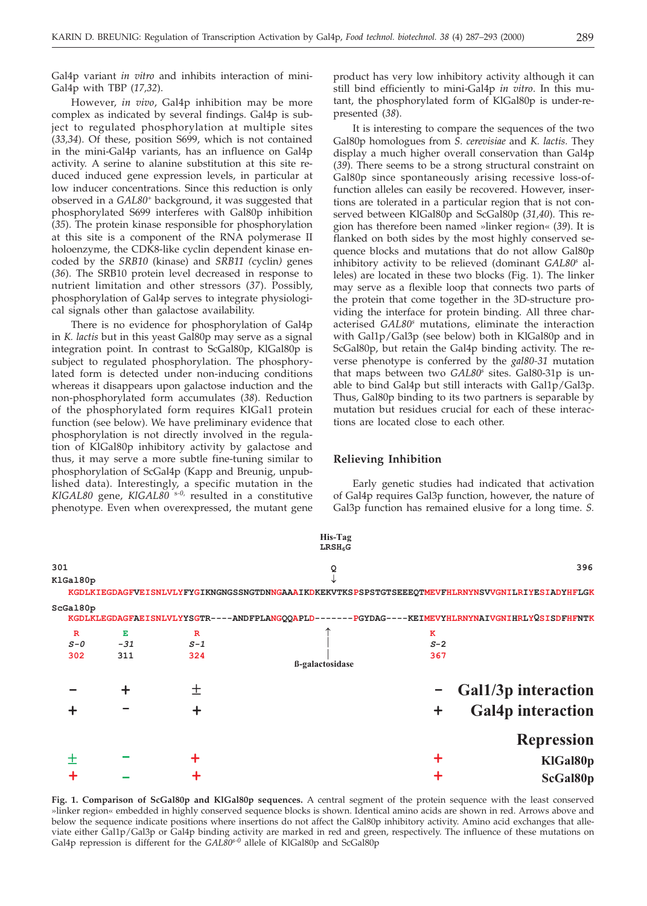Gal4p variant *in vitro* and inhibits interaction of mini-Gal4p with TBP (*17,32*).

However, *in vivo*, Gal4p inhibition may be more complex as indicated by several findings. Gal4p is subject to regulated phosphorylation at multiple sites (*33,34*). Of these, position S699, which is not contained in the mini-Gal4p variants, has an influence on Gal4p activity. A serine to alanine substitution at this site reduced induced gene expression levels, in particular at low inducer concentrations. Since this reduction is only observed in a *GAL80*⁺ background, it was suggested that phosphorylated S699 interferes with Gal80p inhibition (*35*). The protein kinase responsible for phosphorylation at this site is a component of the RNA polymerase II holoenzyme, the CDK8-like cyclin dependent kinase encoded by the *SRB10* (kinase) and *SRB11* (cyclin) genes (*36*). The SRB10 protein level decreased in response to nutrient limitation and other stressors (*37*). Possibly, phosphorylation of Gal4p serves to integrate physiological signals other than galactose availability.

There is no evidence for phosphorylation of Gal4p in *K. lactis* but in this yeast Gal80p may serve as a signal integration point. In contrast to ScGal80p, KlGal80p is subject to regulated phosphorylation. The phosphorylated form is detected under non-inducing conditions whereas it disappears upon galactose induction and the non-phosphorylated form accumulates (*38*). Reduction of the phosphorylated form requires KlGal1 protein function (see below). We have preliminary evidence that phosphorylation is not directly involved in the regulation of KlGal80p inhibitory activity by galactose and thus, it may serve a more subtle fine-tuning similar to phosphorylation of ScGal4p (Kapp and Breunig, unpublished data). Interestingly, a specific mutation in the *KlGAL80* gene, *KlGAL80*$^{s-0}$, resulted in a constitutive phenotype. Even when overexpressed, the mutant gene product has very low inhibitory activity although it can still bind efficiently to mini-Gal4p *in vitro*. In this mutant, the phosphorylated form of KlGal80p is under-represented (*38*).

It is interesting to compare the sequences of the two Gal80p homologues from *S. cerevisiae* and *K. lactis*. They display a much higher overall conservation than Gal4p (*39*). There seems to be a strong structural constraint on Gal80p since spontaneously arising recessive loss-of-function alleles can easily be recovered. However, insertions are tolerated in a particular region that is not conserved between KlGal80p and ScGal80p (*31,40*). This region has therefore been named »linker region« (*39*). It is flanked on both sides by the most highly conserved sequence blocks and mutations that do not allow Gal80p inhibitory activity to be relieved (dominant *GAL80*$^{s}$ alleles) are located in these two blocks (Fig. 1). The linker may serve as a flexible loop that connects two parts of the protein that come together in the 3D-structure providing the interface for protein binding. All three characterised *GAL80*$^{s}$ mutations, eliminate the interaction with Gal1p/Gal3p (see below) both in KlGal80p and in ScGal80p, but retain the Gal4p binding activity. The reverse phenotype is conferred by the *gal80-31* mutation that maps between two *GAL80*$^{s}$ sites. Gal80-31p is unable to bind Gal4p but still interacts with Gal1p/Gal3p. Thus, Gal80p binding to its two partners is separable by mutation but residues crucial for each of these interactions are located close to each other.

## Relieving Inhibition

Early genetic studies had indicated that activation of Gal4p requires Gal3p function, however, the nature of Gal3p function has remained elusive for a long time. *S.*

```
                                          His-Tag
                                          LRSH6G
301                                          Q                                          396
KlGal80p                                     ↓
 KGDLKIEGDAGFVEISNLVLYFYGIKNGNGSSNGTDNNGAAAIKDKEKVTKSPSPSTGTSEEEQTMEVFHLRNYNSVVGNILRIYESIADYHFLGK
ScGal80p
 KGDLKLEGDAGFAEISNLVLYYSGTR----ANDFPLANGQQAPLD-------PGYDAG----KEIMEVYHLRNYNAIVGNIHRLYQSISDFHFNTK
   R        E           R                         ↑                    K
  S-0      -31         S-1                        |                   S-2
  302      311         324                        |                   367
                                           ß-galactosidase

   –        +           ±                                              –    Gal1/3p interaction
   +        –           +                                              +    Gal4p interaction

                                                                            Repression
   ±        –           +                                              +    KlGal80p
   +        –           +                                              +    ScGal80p
```

**Fig. 1. Comparison of ScGal80p and KlGal80p sequences.** A central segment of the protein sequence with the least conserved »linker region« embedded in highly conserved sequence blocks is shown. Identical amino acids are shown in red. Arrows above and below the sequence indicate positions where insertions do not affect the Gal80p inhibitory activity. Amino acid exchanges that alleviate either Gal1p/Gal3p or Gal4p binding activity are marked in red and green, respectively. The influence of these mutations on Gal4p repression is different for the *GAL80*$^{s-0}$ allele of KlGal80p and ScGal80p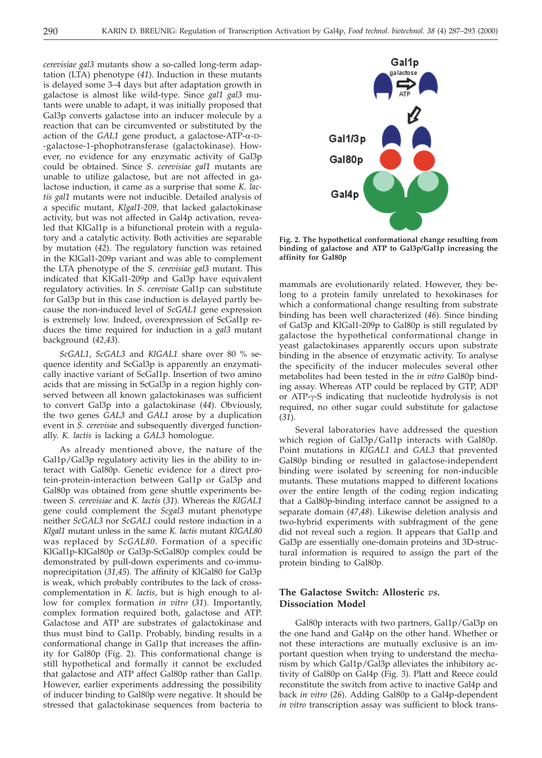*cerevisiae gal3* mutants show a so-called long-term adaptation (LTA) phenotype (*41*). Induction in these mutants is delayed some 3–4 days but after adaptation growth in galactose is almost like wild-type. Since *gal1 gal3* mutants were unable to adapt, it was initially proposed that Gal3p converts galactose into an inducer molecule by a reaction that can be circumvented or substituted by the action of the *GAL1* gene product, a galactose-ATP-α-D-galactose-1-phophotransferase (galactokinase). However, no evidence for any enzymatic activity of Gal3p could be obtained. Since *S. cerevisiae gal1* mutants are unable to utilize galactose, but are not affected in galactose induction, it came as a surprise that some *K. lactis gal1* mutants were not inducible. Detailed analysis of a specific mutant, *Klgal1-209*, that lacked galactokinase activity, but was not affected in Gal4p activation, revealed that KlGal1p is a bifunctional protein with a regulatory and a catalytic activity. Both activities are separable by mutation (*42*). The regulatory function was retained in the KlGal1-209p variant and was able to complement the LTA phenotype of the *S. cerevisiae gal3* mutant. This indicated that KlGal1-209p and Gal3p have equivalent regulatory activities. In *S. cerevisae* Gal1p can substitute for Gal3p but in this case induction is delayed partly because the non-induced level of *ScGAL1* gene expression is extremely low. Indeed, overexpression of ScGal1p reduces the time required for induction in a *gal3* mutant background (*42,43*).

*ScGAL1, ScGAL3* and *KlGAL1* share over 80 % sequence identity and ScGal3p is apparently an enzymatically inactive variant of ScGal1p. Insertion of two amino acids that are missing in ScGal3p in a region highly conserved between all known galactokinases was sufficient to convert Gal3p into a galactokinase (*44*). Obviously, the two genes *GAL3* and *GAL1* arose by a duplication event in *S. cerevisae* and subsequently diverged functionally. *K. lactis* is lacking a *GAL3* homologue.

As already mentioned above, the nature of the Gal1p/Gal3p regulatory activity lies in the ability to interact with Gal80p. Genetic evidence for a direct protein-protein-interaction between Gal1p or Gal3p and Gal80p was obtained from gene shuttle experiments between *S. cerevisiae* and *K. lactis* (*31*). Whereas the *KlGAL1* gene could complement the *Scgal3* mutant phenotype neither *ScGAL3* nor *ScGAL1* could restore induction in a *Klgal1* mutant unless in the same *K. lactis* mutant *KlGAL80* was replaced by *ScGAL80*. Formation of a specific KlGal1p-KlGal80p or Gal3p-ScGal80p complex could be demonstrated by pull-down experiments and co-immunoprecipitation (*31,45*). The affinity of KlGal80 for Gal3p is weak, which probably contributes to the lack of cross-complementation in *K. lactis*, but is high enough to allow for complex formation *in vitro* (*31*). Importantly, complex formation required both, galactose and ATP. Galactose and ATP are substrates of galactokinase and thus must bind to Gal1p. Probably, binding results in a conformational change in Gal1p that increases the affinity for Gal80p (Fig. 2). This conformational change is still hypothetical and formally it cannot be excluded that galactose and ATP affect Gal80p rather than Gal1p. However, earlier experiments addressing the possibility of inducer binding to Gal80p were negative. It should be stressed that galactokinase sequences from bacteria to mammals are evolutionarily related. However, they belong to a protein family unrelated to hexokinases for which a conformational change resulting from substrate binding has been well characterized (*46*). Since binding of Gal3p and KlGal1-209p to Gal80p is still regulated by galactose the hypothetical conformational change in yeast galactokinases apparently occurs upon substrate binding in the absence of enzymatic activity. To analyse the specificity of the inducer molecules several other metabolites had been tested in the *in vitro* Gal80p binding assay. Whereas ATP could be replaced by GTP, ADP or ATP-γ-S indicating that nucleotide hydrolysis is not required, no other sugar could substitute for galactose (*31*).

**Fig. 2. The hypothetical conformational change resulting from binding of galactose and ATP to Gal3p/Gal1p increasing the affinity for Gal80p**

Several laboratories have addressed the question which region of Gal3p/Gal1p interacts with Gal80p. Point mutations in *KlGAL1* and *GAL3* that prevented Gal80p binding or resulted in galactose-independent binding were isolated by screening for non-inducible mutants. These mutations mapped to different locations over the entire length of the coding region indicating that a Gal80p-binding interface cannot be assigned to a separate domain (*47,48*). Likewise deletion analysis and two-hybrid experiments with subfragment of the gene did not reveal such a region. It appears that Gal1p and Gal3p are essentially one-domain proteins and 3D-structural information is required to assign the part of the protein binding to Gal80p.

## The Galactose Switch: Allosteric *vs.* Dissociation Model

Gal80p interacts with two partners, Gal1p/Gal3p on the one hand and Gal4p on the other hand. Whether or not these interactions are mutually exclusive is an important question when trying to understand the mechanism by which Gal1p/Gal3p alleviates the inhibitory activity of Gal80p on Gal4p (Fig. 3). Platt and Reece could reconstitute the switch from active to inactive Gal4p and back *in vitro* (*26*). Adding Gal80p to a Gal4p-dependent *in vitro* transcription assay was sufficient to block trans-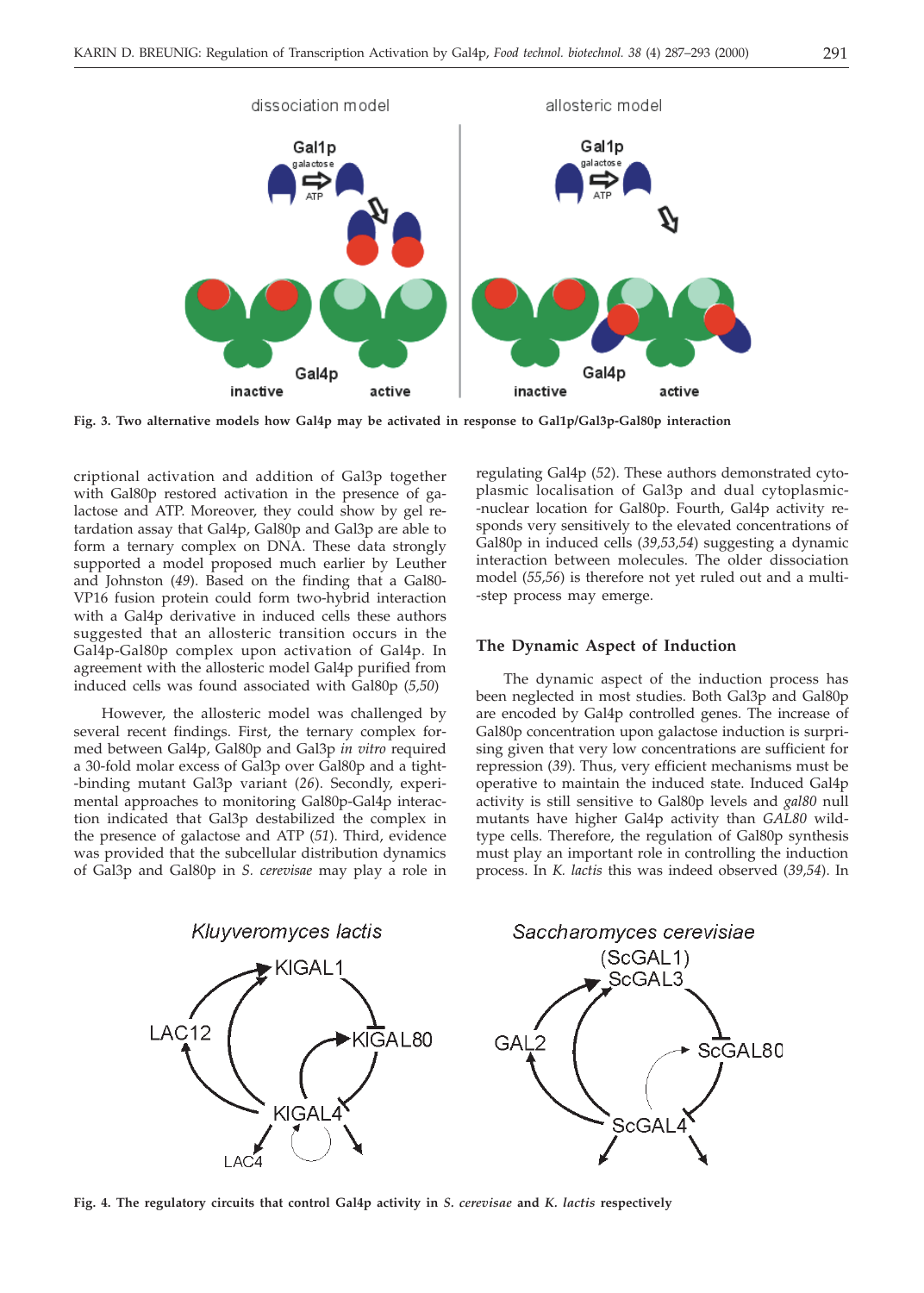Fig. 3. Two alternative models how Gal4p may be activated in response to Gal1p/Gal3p-Gal80p interaction

criptional activation and addition of Gal3p together with Gal80p restored activation in the presence of galactose and ATP. Moreover, they could show by gel retardation assay that Gal4p, Gal80p and Gal3p are able to form a ternary complex on DNA. These data strongly supported a model proposed much earlier by Leuther and Johnston (*49*). Based on the finding that a Gal80-VP16 fusion protein could form two-hybrid interaction with a Gal4p derivative in induced cells these authors suggested that an allosteric transition occurs in the Gal4p-Gal80p complex upon activation of Gal4p. In agreement with the allosteric model Gal4p purified from induced cells was found associated with Gal80p (*5,50*)

However, the allosteric model was challenged by several recent findings. First, the ternary complex formed between Gal4p, Gal80p and Gal3p *in vitro* required a 30-fold molar excess of Gal3p over Gal80p and a tight-binding mutant Gal3p variant (*26*). Secondly, experimental approaches to monitoring Gal80p-Gal4p interaction indicated that Gal3p destabilized the complex in the presence of galactose and ATP (*51*). Third, evidence was provided that the subcellular distribution dynamics of Gal3p and Gal80p in *S. cerevisae* may play a role in regulating Gal4p (*52*). These authors demonstrated cytoplasmic localisation of Gal3p and dual cytoplasmic-nuclear location for Gal80p. Fourth, Gal4p activity responds very sensitively to the elevated concentrations of Gal80p in induced cells (*39,53,54*) suggesting a dynamic interaction between molecules. The older dissociation model (*55,56*) is therefore not yet ruled out and a multi-step process may emerge.

## The Dynamic Aspect of Induction

The dynamic aspect of the induction process has been neglected in most studies. Both Gal3p and Gal80p are encoded by Gal4p controlled genes. The increase of Gal80p concentration upon galactose induction is surprising given that very low concentrations are sufficient for repression (*39*). Thus, very efficient mechanisms must be operative to maintain the induced state. Induced Gal4p activity is still sensitive to Gal80p levels and *gal80* null mutants have higher Gal4p activity than *GAL80* wild-type cells. Therefore, the regulation of Gal80p synthesis must play an important role in controlling the induction process. In *K. lactis* this was indeed observed (*39,54*). In

Fig. 4. The regulatory circuits that control Gal4p activity in *S. cerevisae* and *K. lactis* respectively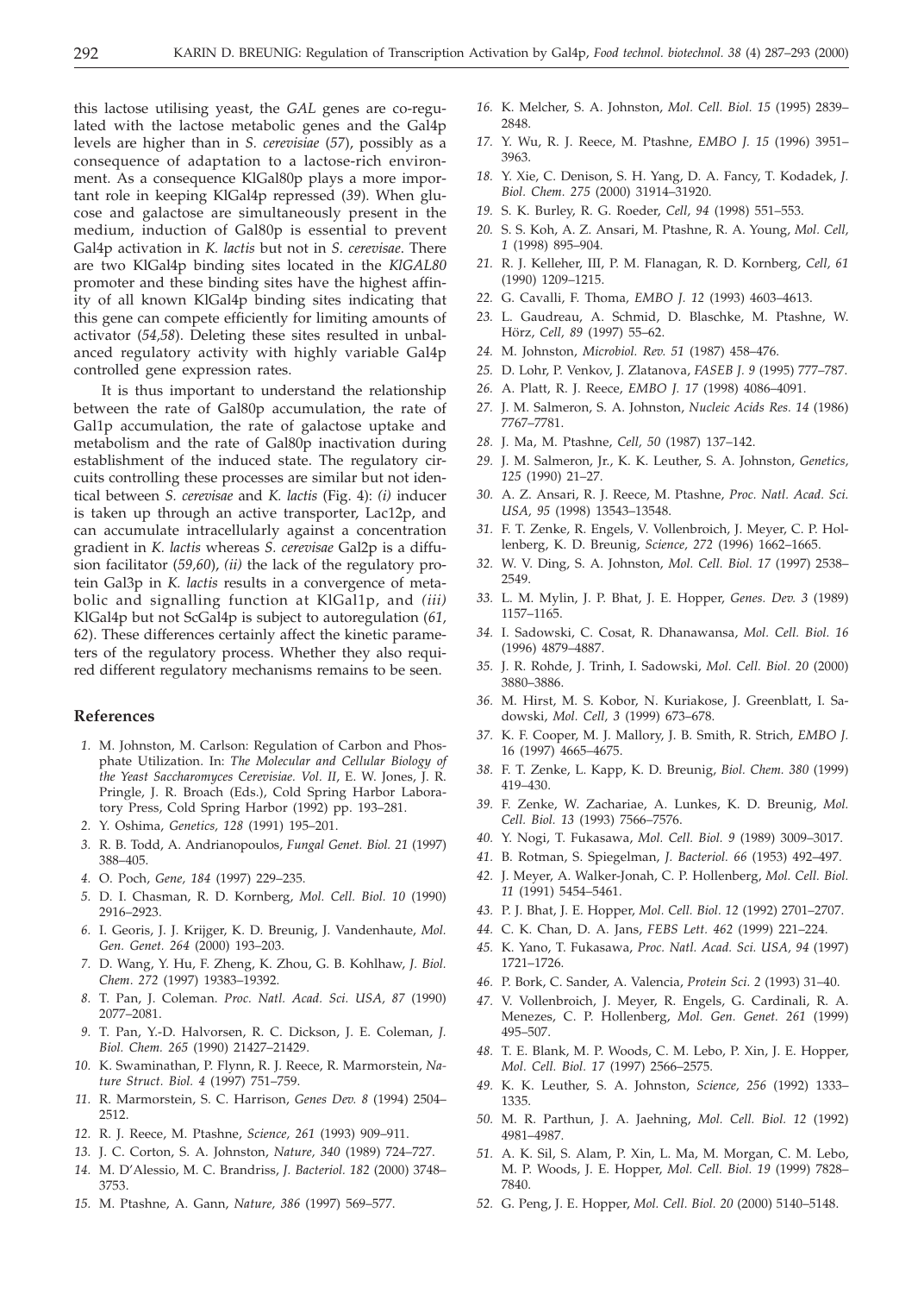this lactose utilising yeast, the *GAL* genes are co-regulated with the lactose metabolic genes and the Gal4p levels are higher than in *S. cerevisiae* (*57*), possibly as a consequence of adaptation to a lactose-rich environment. As a consequence KlGal80p plays a more important role in keeping KlGal4p repressed (*39*). When glucose and galactose are simultaneously present in the medium, induction of Gal80p is essential to prevent Gal4p activation in *K. lactis* but not in *S. cerevisae*. There are two KlGal4p binding sites located in the *KlGAL80* promoter and these binding sites have the highest affinity of all known KlGal4p binding sites indicating that this gene can compete efficiently for limiting amounts of activator (*54,58*). Deleting these sites resulted in unbalanced regulatory activity with highly variable Gal4p controlled gene expression rates.

It is thus important to understand the relationship between the rate of Gal80p accumulation, the rate of Gal1p accumulation, the rate of galactose uptake and metabolism and the rate of Gal80p inactivation during establishment of the induced state. The regulatory circuits controlling these processes are similar but not identical between *S. cerevisae* and *K. lactis* (Fig. 4): *(i)* inducer is taken up through an active transporter, Lac12p, and can accumulate intracellularly against a concentration gradient in *K. lactis* whereas *S. cerevisae* Gal2p is a diffusion facilitator (*59,60*), *(ii)* the lack of the regulatory protein Gal3p in *K. lactis* results in a convergence of metabolic and signalling function at KlGal1p, and *(iii)* KlGal4p but not ScGal4p is subject to autoregulation (*61, 62*). These differences certainly affect the kinetic parameters of the regulatory process. Whether they also required different regulatory mechanisms remains to be seen.

## References

1. M. Johnston, M. Carlson: Regulation of Carbon and Phosphate Utilization. In: *The Molecular and Cellular Biology of the Yeast Saccharomyces Cerevisiae. Vol. II*, E. W. Jones, J. R. Pringle, J. R. Broach (Eds.), Cold Spring Harbor Laboratory Press, Cold Spring Harbor (1992) pp. 193–281.
2. Y. Oshima, *Genetics, 128* (1991) 195–201.
3. R. B. Todd, A. Andrianopoulos, *Fungal Genet. Biol. 21* (1997) 388–405.
4. O. Poch, *Gene, 184* (1997) 229–235.
5. D. I. Chasman, R. D. Kornberg, *Mol. Cell. Biol. 10* (1990) 2916–2923.
6. I. Georis, J. J. Krijger, K. D. Breunig, J. Vandenhaute, *Mol. Gen. Genet. 264* (2000) 193–203.
7. D. Wang, Y. Hu, F. Zheng, K. Zhou, G. B. Kohlhaw, *J. Biol. Chem. 272* (1997) 19383–19392.
8. T. Pan, J. Coleman. *Proc. Natl. Acad. Sci. USA, 87* (1990) 2077–2081.
9. T. Pan, Y.-D. Halvorsen, R. C. Dickson, J. E. Coleman, *J. Biol. Chem. 265* (1990) 21427–21429.
10. K. Swaminathan, P. Flynn, R. J. Reece, R. Marmorstein, *Nature Struct. Biol. 4* (1997) 751–759.
11. R. Marmorstein, S. C. Harrison, *Genes Dev. 8* (1994) 2504–2512.
12. R. J. Reece, M. Ptashne, *Science, 261* (1993) 909–911.
13. J. C. Corton, S. A. Johnston, *Nature, 340* (1989) 724–727.
14. M. D'Alessio, M. C. Brandriss, *J. Bacteriol. 182* (2000) 3748–3753.
15. M. Ptashne, A. Gann, *Nature, 386* (1997) 569–577.
16. K. Melcher, S. A. Johnston, *Mol. Cell. Biol. 15* (1995) 2839–2848.
17. Y. Wu, R. J. Reece, M. Ptashne, *EMBO J. 15* (1996) 3951–3963.
18. Y. Xie, C. Denison, S. H. Yang, D. A. Fancy, T. Kodadek, *J. Biol. Chem. 275* (2000) 31914–31920.
19. S. K. Burley, R. G. Roeder, *Cell, 94* (1998) 551–553.
20. S. S. Koh, A. Z. Ansari, M. Ptashne, R. A. Young, *Mol. Cell, 1* (1998) 895–904.
21. R. J. Kelleher, III, P. M. Flanagan, R. D. Kornberg, *Cell, 61* (1990) 1209–1215.
22. G. Cavalli, F. Thoma, *EMBO J. 12* (1993) 4603–4613.
23. L. Gaudreau, A. Schmid, D. Blaschke, M. Ptashne, W. Hörz, *Cell, 89* (1997) 55–62.
24. M. Johnston, *Microbiol. Rev. 51* (1987) 458–476.
25. D. Lohr, P. Venkov, J. Zlatanova, *FASEB J. 9* (1995) 777–787.
26. A. Platt, R. J. Reece, *EMBO J. 17* (1998) 4086–4091.
27. J. M. Salmeron, S. A. Johnston, *Nucleic Acids Res. 14* (1986) 7767–7781.
28. J. Ma, M. Ptashne, *Cell, 50* (1987) 137–142.
29. J. M. Salmeron, Jr., K. K. Leuther, S. A. Johnston, *Genetics, 125* (1990) 21–27.
30. A. Z. Ansari, R. J. Reece, M. Ptashne, *Proc. Natl. Acad. Sci. USA, 95* (1998) 13543–13548.
31. F. T. Zenke, R. Engels, V. Vollenbroich, J. Meyer, C. P. Hollenberg, K. D. Breunig, *Science, 272* (1996) 1662–1665.
32. W. V. Ding, S. A. Johnston, *Mol. Cell. Biol. 17* (1997) 2538–2549.
33. L. M. Mylin, J. P. Bhat, J. E. Hopper, *Genes. Dev. 3* (1989) 1157–1165.
34. I. Sadowski, C. Cosat, R. Dhanawansa, *Mol. Cell. Biol. 16* (1996) 4879–4887.
35. J. R. Rohde, J. Trinh, I. Sadowski, *Mol. Cell. Biol. 20* (2000) 3880–3886.
36. M. Hirst, M. S. Kobor, N. Kuriakose, J. Greenblatt, I. Sadowski, *Mol. Cell, 3* (1999) 673–678.
37. K. F. Cooper, M. J. Mallory, J. B. Smith, R. Strich, *EMBO J.* 16 (1997) 4665–4675.
38. F. T. Zenke, L. Kapp, K. D. Breunig, *Biol. Chem. 380* (1999) 419–430.
39. F. Zenke, W. Zachariae, A. Lunkes, K. D. Breunig, *Mol. Cell. Biol. 13* (1993) 7566–7576.
40. Y. Nogi, T. Fukasawa, *Mol. Cell. Biol. 9* (1989) 3009–3017.
41. B. Rotman, S. Spiegelman, *J. Bacteriol. 66* (1953) 492–497.
42. J. Meyer, A. Walker-Jonah, C. P. Hollenberg, *Mol. Cell. Biol. 11* (1991) 5454–5461.
43. P. J. Bhat, J. E. Hopper, *Mol. Cell. Biol. 12* (1992) 2701–2707.
44. C. K. Chan, D. A. Jans, *FEBS Lett. 462* (1999) 221–224.
45. K. Yano, T. Fukasawa, *Proc. Natl. Acad. Sci. USA, 94* (1997) 1721–1726.
46. P. Bork, C. Sander, A. Valencia, *Protein Sci. 2* (1993) 31–40.
47. V. Vollenbroich, J. Meyer, R. Engels, G. Cardinali, R. A. Menezes, C. P. Hollenberg, *Mol. Gen. Genet. 261* (1999) 495–507.
48. T. E. Blank, M. P. Woods, C. M. Lebo, P. Xin, J. E. Hopper, *Mol. Cell. Biol. 17* (1997) 2566–2575.
49. K. K. Leuther, S. A. Johnston, *Science, 256* (1992) 1333–1335.
50. M. R. Parthun, J. A. Jaehning, *Mol. Cell. Biol. 12* (1992) 4981–4987.
51. A. K. Sil, S. Alam, P. Xin, L. Ma, M. Morgan, C. M. Lebo, M. P. Woods, J. E. Hopper, *Mol. Cell. Biol. 19* (1999) 7828–7840.
52. G. Peng, J. E. Hopper, *Mol. Cell. Biol. 20* (2000) 5140–5148.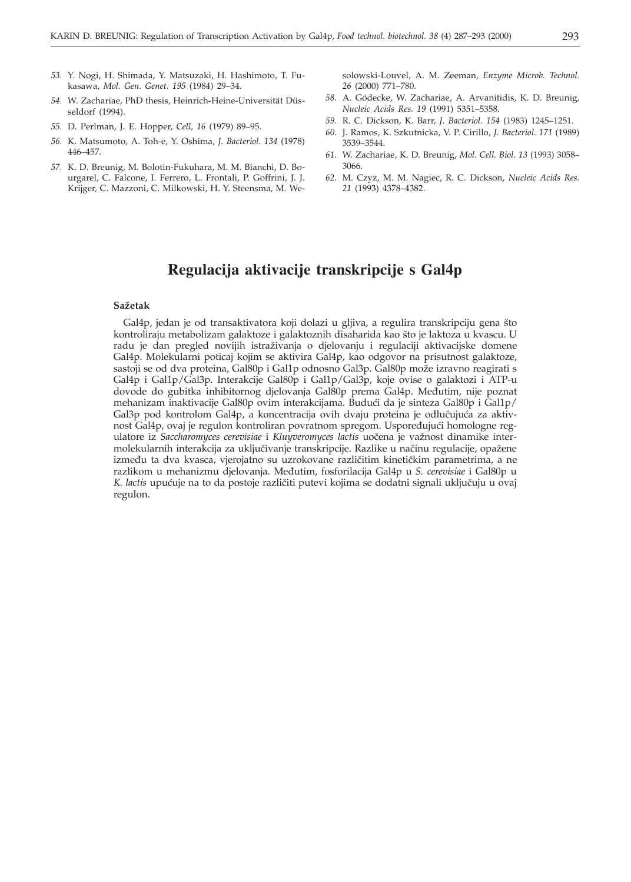53. Y. Nogi, H. Shimada, Y. Matsuzaki, H. Hashimoto, T. Fukasawa, *Mol. Gen. Genet. 195* (1984) 29–34.

54. W. Zachariae, PhD thesis, Heinrich-Heine-Universität Düsseldorf (1994).

55. D. Perlman, J. E. Hopper, *Cell, 16* (1979) 89–95.

56. K. Matsumoto, A. Toh-e, Y. Oshima, *J. Bacteriol. 134* (1978) 446–457.

57. K. D. Breunig, M. Bolotin-Fukuhara, M. M. Bianchi, D. Bourgarel, C. Falcone, I. Ferrero, L. Frontali, P. Goffrini, J. J. Krijger, C. Mazzoni, C. Milkowski, H. Y. Steensma, M. Wesolowski-Louvel, A. M. Zeeman, *Enzyme Microb. Technol. 26* (2000) 771–780.

58. A. Gödecke, W. Zachariae, A. Arvanitidis, K. D. Breunig, *Nucleic Acids Res. 19* (1991) 5351–5358.

59. R. C. Dickson, K. Barr, *J. Bacteriol. 154* (1983) 1245–1251.

60. J. Ramos, K. Szkutnicka, V. P. Cirillo, *J. Bacteriol. 171* (1989) 3539–3544.

61. W. Zachariae, K. D. Breunig, *Mol. Cell. Biol. 13* (1993) 3058–3066.

62. M. Czyz, M. M. Nagiec, R. C. Dickson, *Nucleic Acids Res. 21* (1993) 4378–4382.

# Regulacija aktivacije transkripcije s Gal4p

**Sažetak**

Gal4p, jedan je od transaktivatora koji dolazi u gljiva, a regulira transkripciju gena što kontroliraju metabolizam galaktoze i galaktoznih disaharida kao što je laktoza u kvascu. U radu je dan pregled novijih istraživanja o djelovanju i regulaciji aktivacijske domene Gal4p. Molekularni poticaj kojim se aktivira Gal4p, kao odgovor na prisutnost galaktoze, sastoji se od dva proteina, Gal80p i Gal1p odnosno Gal3p. Gal80p može izravno reagirati s Gal4p i Gal1p/Gal3p. Interakcije Gal80p i Gal1p/Gal3p, koje ovise o galaktozi i ATP-u dovode do gubitka inhibitornog djelovanja Gal80p prema Gal4p. Međutim, nije poznat mehanizam inaktivacije Gal80p ovim interakcijama. Budući da je sinteza Gal80p i Gal1p/Gal3p pod kontrolom Gal4p, a koncentracija ovih dvaju proteina je odlučujuća za aktivnost Gal4p, ovaj je regulon kontroliran povratnom spregom. Uspoređujući homologne regulatore iz *Saccharomyces cerevisiae* i *Kluyveromyces lactis* uočena je važnost dinamike intermolekularnih interakcija za uključivanje transkripcije. Razlike u načinu regulacije, opažene između ta dva kvasca, vjerojatno su uzrokovane različitim kinetičkim parametrima, a ne razlikom u mehanizmu djelovanja. Međutim, fosforilacija Gal4p u *S. cerevisiae* i Gal80p u *K. lactis* upućuje na to da postoje različiti putevi kojima se dodatni signali uključuju u ovaj regulon.